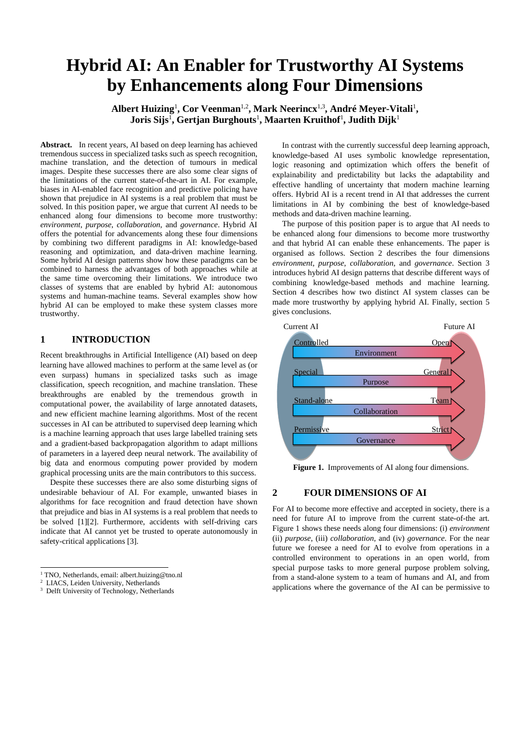# Hybrid AI: An Enabler for Trustworthy AI Systems by Enhancements along Four Dimensions

**Albert Huizing**[1]**, Cor Veenman**[1,2]**, Mark Neerincx**[1,3]**, André Meyer-Vitali**[1]**, Joris Sijs**[1]**, Gertjan Burghouts**[1]**, Maarten Kruithof**[1]**, Judith Dijk**[1]

**Abstract.** In recent years, AI based on deep learning has achieved tremendous success in specialized tasks such as speech recognition, machine translation, and the detection of tumours in medical images. Despite these successes there are also some clear signs of the limitations of the current state-of-the-art in AI. For example, biases in AI-enabled face recognition and predictive policing have shown that prejudice in AI systems is a real problem that must be solved. In this position paper, we argue that current AI needs to be enhanced along four dimensions to become more trustworthy: *environment*, *purpose*, *collaboration*, and *governance*. Hybrid AI offers the potential for advancements along these four dimensions by combining two different paradigms in AI: knowledge-based reasoning and optimization, and data-driven machine learning. Some hybrid AI design patterns show how these paradigms can be combined to harness the advantages of both approaches while at the same time overcoming their limitations. We introduce two classes of systems that are enabled by hybrid AI: autonomous systems and human-machine teams. Several examples show how hybrid AI can be employed to make these system classes more trustworthy.

## 1 INTRODUCTION

Recent breakthroughs in Artificial Intelligence (AI) based on deep learning have allowed machines to perform at the same level as (or even surpass) humans in specialized tasks such as image classification, speech recognition, and machine translation. These breakthroughs are enabled by the tremendous growth in computational power, the availability of large annotated datasets, and new efficient machine learning algorithms. Most of the recent successes in AI can be attributed to supervised deep learning which is a machine learning approach that uses large labelled training sets and a gradient-based backpropagation algorithm to adapt millions of parameters in a layered deep neural network. The availability of big data and enormous computing power provided by modern graphical processing units are the main contributors to this success.

Despite these successes there are also some disturbing signs of undesirable behaviour of AI. For example, unwanted biases in algorithms for face recognition and fraud detection have shown that prejudice and bias in AI systems is a real problem that needs to be solved [1][2]. Furthermore, accidents with self-driving cars indicate that AI cannot yet be trusted to operate autonomously in safety-critical applications [3].

In contrast with the currently successful deep learning approach, knowledge-based AI uses symbolic knowledge representation, logic reasoning and optimization which offers the benefit of explainability and predictability but lacks the adaptability and effective handling of uncertainty that modern machine learning offers. Hybrid AI is a recent trend in AI that addresses the current limitations in AI by combining the best of knowledge-based methods and data-driven machine learning.

The purpose of this position paper is to argue that AI needs to be enhanced along four dimensions to become more trustworthy and that hybrid AI can enable these enhancements. The paper is organised as follows. Section 2 describes the four dimensions *environment*, *purpose*, *collaboration*, and *governance*. Section 3 introduces hybrid AI design patterns that describe different ways of combining knowledge-based methods and machine learning. Section 4 describes how two distinct AI system classes can be made more trustworthy by applying hybrid AI. Finally, section 5 gives conclusions.

| Current AI | | Future AI |
|---|---|---|
| Controlled | Environment | Open |
| Special | Purpose | General |
| Stand-alone | Collaboration | Team |
| Permissive | Governance | Strict |

**Figure 1.** Improvements of AI along four dimensions.

## 2 FOUR DIMENSIONS OF AI

For AI to become more effective and accepted in society, there is a need for future AI to improve from the current state-of-the art. Figure 1 shows these needs along four dimensions: (i) *environment* (ii) *purpose*, (iii) *collaboration*, and (iv) *governance*. For the near future we foresee a need for AI to evolve from operations in a controlled environment to operations in an open world, from special purpose tasks to more general purpose problem solving, from a stand-alone system to a team of humans and AI, and from applications where the governance of the AI can be permissive to

---

[1] TNO, Netherlands, email: albert.huizing@tno.nl
[2] LIACS, Leiden University, Netherlands
[3] Delft University of Technology, Netherlands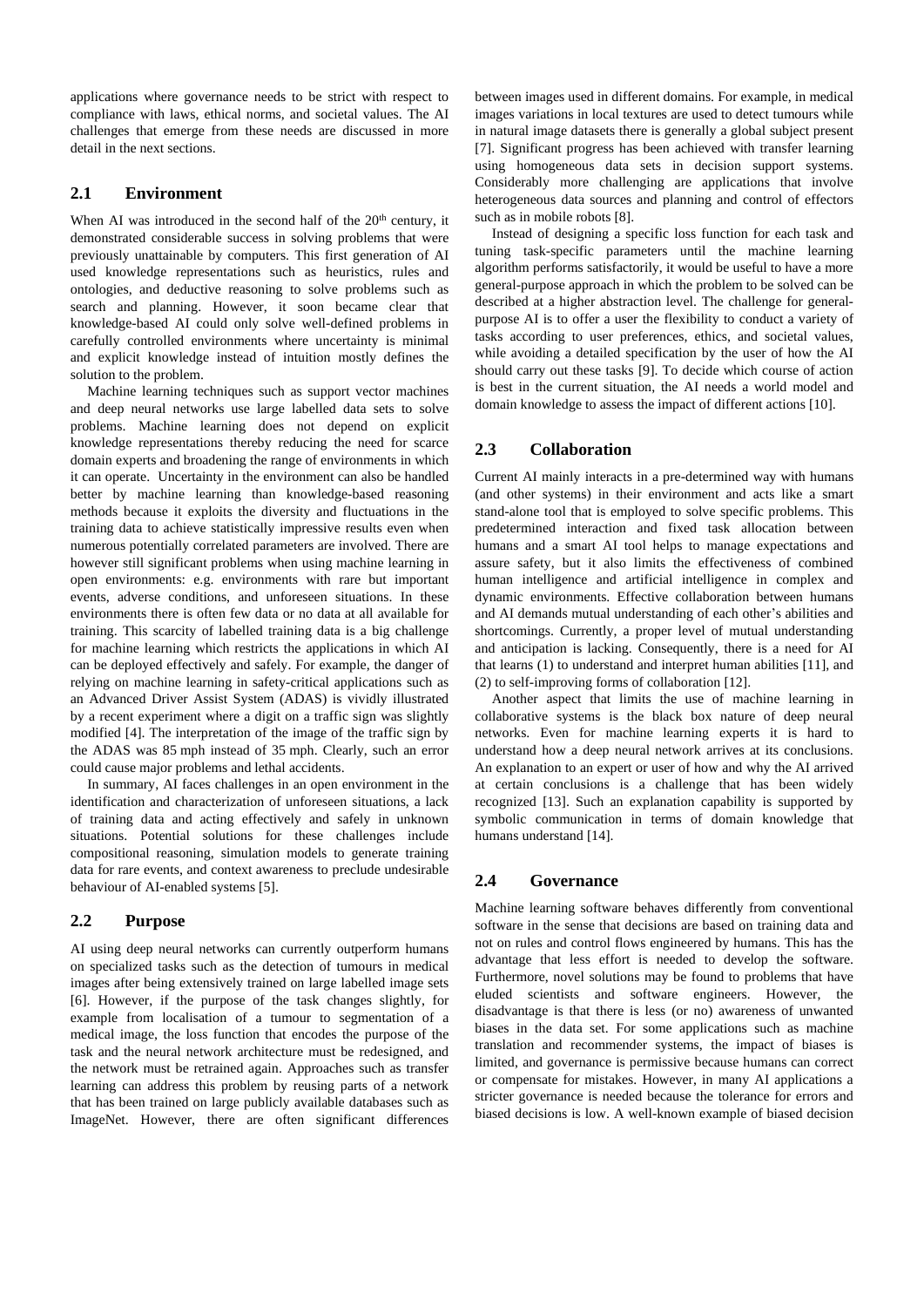applications where governance needs to be strict with respect to compliance with laws, ethical norms, and societal values. The AI challenges that emerge from these needs are discussed in more detail in the next sections.

## 2.1 Environment

When AI was introduced in the second half of the 20th century, it demonstrated considerable success in solving problems that were previously unattainable by computers. This first generation of AI used knowledge representations such as heuristics, rules and ontologies, and deductive reasoning to solve problems such as search and planning. However, it soon became clear that knowledge-based AI could only solve well-defined problems in carefully controlled environments where uncertainty is minimal and explicit knowledge instead of intuition mostly defines the solution to the problem.

Machine learning techniques such as support vector machines and deep neural networks use large labelled data sets to solve problems. Machine learning does not depend on explicit knowledge representations thereby reducing the need for scarce domain experts and broadening the range of environments in which it can operate. Uncertainty in the environment can also be handled better by machine learning than knowledge-based reasoning methods because it exploits the diversity and fluctuations in the training data to achieve statistically impressive results even when numerous potentially correlated parameters are involved. There are however still significant problems when using machine learning in open environments: e.g. environments with rare but important events, adverse conditions, and unforeseen situations. In these environments there is often few data or no data at all available for training. This scarcity of labelled training data is a big challenge for machine learning which restricts the applications in which AI can be deployed effectively and safely. For example, the danger of relying on machine learning in safety-critical applications such as an Advanced Driver Assist System (ADAS) is vividly illustrated by a recent experiment where a digit on a traffic sign was slightly modified [4]. The interpretation of the image of the traffic sign by the ADAS was 85 mph instead of 35 mph. Clearly, such an error could cause major problems and lethal accidents.

In summary, AI faces challenges in an open environment in the identification and characterization of unforeseen situations, a lack of training data and acting effectively and safely in unknown situations. Potential solutions for these challenges include compositional reasoning, simulation models to generate training data for rare events, and context awareness to preclude undesirable behaviour of AI-enabled systems [5].

## 2.2 Purpose

AI using deep neural networks can currently outperform humans on specialized tasks such as the detection of tumours in medical images after being extensively trained on large labelled image sets [6]. However, if the purpose of the task changes slightly, for example from localisation of a tumour to segmentation of a medical image, the loss function that encodes the purpose of the task and the neural network architecture must be redesigned, and the network must be retrained again. Approaches such as transfer learning can address this problem by reusing parts of a network that has been trained on large publicly available databases such as ImageNet. However, there are often significant differences between images used in different domains. For example, in medical images variations in local textures are used to detect tumours while in natural image datasets there is generally a global subject present [7]. Significant progress has been achieved with transfer learning using homogeneous data sets in decision support systems. Considerably more challenging are applications that involve heterogeneous data sources and planning and control of effectors such as in mobile robots [8].

Instead of designing a specific loss function for each task and tuning task-specific parameters until the machine learning algorithm performs satisfactorily, it would be useful to have a more general-purpose approach in which the problem to be solved can be described at a higher abstraction level. The challenge for general-purpose AI is to offer a user the flexibility to conduct a variety of tasks according to user preferences, ethics, and societal values, while avoiding a detailed specification by the user of how the AI should carry out these tasks [9]. To decide which course of action is best in the current situation, the AI needs a world model and domain knowledge to assess the impact of different actions [10].

## 2.3 Collaboration

Current AI mainly interacts in a pre-determined way with humans (and other systems) in their environment and acts like a smart stand-alone tool that is employed to solve specific problems. This predetermined interaction and fixed task allocation between humans and a smart AI tool helps to manage expectations and assure safety, but it also limits the effectiveness of combined human intelligence and artificial intelligence in complex and dynamic environments. Effective collaboration between humans and AI demands mutual understanding of each other's abilities and shortcomings. Currently, a proper level of mutual understanding and anticipation is lacking. Consequently, there is a need for AI that learns (1) to understand and interpret human abilities [11], and (2) to self-improving forms of collaboration [12].

Another aspect that limits the use of machine learning in collaborative systems is the black box nature of deep neural networks. Even for machine learning experts it is hard to understand how a deep neural network arrives at its conclusions. An explanation to an expert or user of how and why the AI arrived at certain conclusions is a challenge that has been widely recognized [13]. Such an explanation capability is supported by symbolic communication in terms of domain knowledge that humans understand [14].

## 2.4 Governance

Machine learning software behaves differently from conventional software in the sense that decisions are based on training data and not on rules and control flows engineered by humans. This has the advantage that less effort is needed to develop the software. Furthermore, novel solutions may be found to problems that have eluded scientists and software engineers. However, the disadvantage is that there is less (or no) awareness of unwanted biases in the data set. For some applications such as machine translation and recommender systems, the impact of biases is limited, and governance is permissive because humans can correct or compensate for mistakes. However, in many AI applications a stricter governance is needed because the tolerance for errors and biased decisions is low. A well-known example of biased decision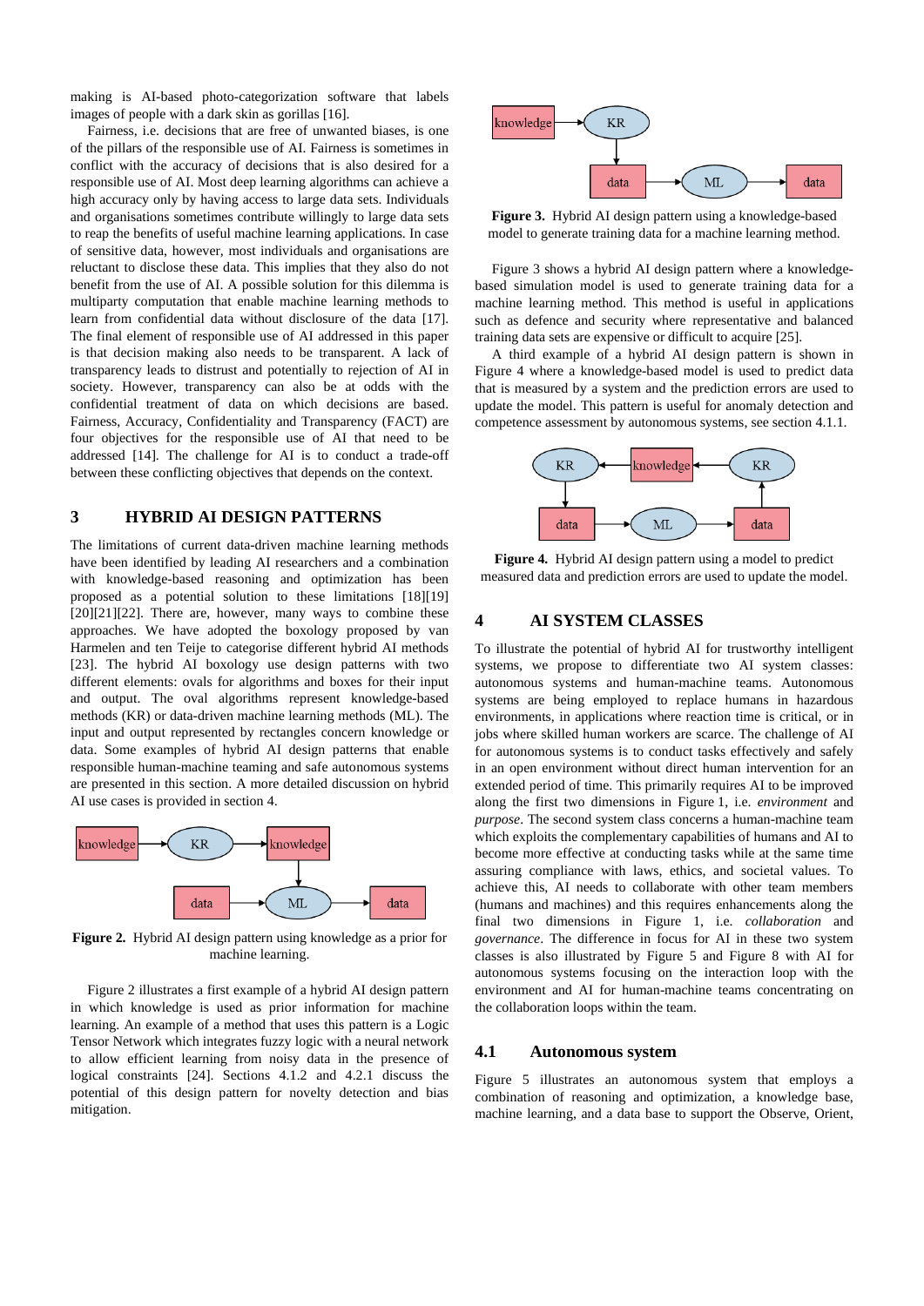making is AI-based photo-categorization software that labels images of people with a dark skin as gorillas [16].

Fairness, i.e. decisions that are free of unwanted biases, is one of the pillars of the responsible use of AI. Fairness is sometimes in conflict with the accuracy of decisions that is also desired for a responsible use of AI. Most deep learning algorithms can achieve a high accuracy only by having access to large data sets. Individuals and organisations sometimes contribute willingly to large data sets to reap the benefits of useful machine learning applications. In case of sensitive data, however, most individuals and organisations are reluctant to disclose these data. This implies that they also do not benefit from the use of AI. A possible solution for this dilemma is multiparty computation that enable machine learning methods to learn from confidential data without disclosure of the data [17]. The final element of responsible use of AI addressed in this paper is that decision making also needs to be transparent. A lack of transparency leads to distrust and potentially to rejection of AI in society. However, transparency can also be at odds with the confidential treatment of data on which decisions are based. Fairness, Accuracy, Confidentiality and Transparency (FACT) are four objectives for the responsible use of AI that need to be addressed [14]. The challenge for AI is to conduct a trade-off between these conflicting objectives that depends on the context.

# 3 HYBRID AI DESIGN PATTERNS

The limitations of current data-driven machine learning methods have been identified by leading AI researchers and a combination with knowledge-based reasoning and optimization has been proposed as a potential solution to these limitations [18][19][20][21][22]. There are, however, many ways to combine these approaches. We have adopted the boxology proposed by van Harmelen and ten Teije to categorise different hybrid AI methods [23]. The hybrid AI boxology use design patterns with two different elements: ovals for algorithms and boxes for their input and output. The oval algorithms represent knowledge-based methods (KR) or data-driven machine learning methods (ML). The input and output represented by rectangles concern knowledge or data. Some examples of hybrid AI design patterns that enable responsible human-machine teaming and safe autonomous systems are presented in this section. A more detailed discussion on hybrid AI use cases is provided in section 4.

**Figure 2.** Hybrid AI design pattern using knowledge as a prior for machine learning.

Figure 2 illustrates a first example of a hybrid AI design pattern in which knowledge is used as prior information for machine learning. An example of a method that uses this pattern is a Logic Tensor Network which integrates fuzzy logic with a neural network to allow efficient learning from noisy data in the presence of logical constraints [24]. Sections 4.1.2 and 4.2.1 discuss the potential of this design pattern for novelty detection and bias mitigation.

**Figure 3.** Hybrid AI design pattern using a knowledge-based model to generate training data for a machine learning method.

Figure 3 shows a hybrid AI design pattern where a knowledge-based simulation model is used to generate training data for a machine learning method. This method is useful in applications such as defence and security where representative and balanced training data sets are expensive or difficult to acquire [25].

A third example of a hybrid AI design pattern is shown in Figure 4 where a knowledge-based model is used to predict data that is measured by a system and the prediction errors are used to update the model. This pattern is useful for anomaly detection and competence assessment by autonomous systems, see section 4.1.1.

**Figure 4.** Hybrid AI design pattern using a model to predict measured data and prediction errors are used to update the model.

# 4 AI SYSTEM CLASSES

To illustrate the potential of hybrid AI for trustworthy intelligent systems, we propose to differentiate two AI system classes: autonomous systems and human-machine teams. Autonomous systems are being employed to replace humans in hazardous environments, in applications where reaction time is critical, or in jobs where skilled human workers are scarce. The challenge of AI for autonomous systems is to conduct tasks effectively and safely in an open environment without direct human intervention for an extended period of time. This primarily requires AI to be improved along the first two dimensions in Figure 1, i.e. *environment* and *purpose*. The second system class concerns a human-machine team which exploits the complementary capabilities of humans and AI to become more effective at conducting tasks while at the same time assuring compliance with laws, ethics, and societal values. To achieve this, AI needs to collaborate with other team members (humans and machines) and this requires enhancements along the final two dimensions in Figure 1, i.e. *collaboration* and *governance*. The difference in focus for AI in these two system classes is also illustrated by Figure 5 and Figure 8 with AI for autonomous systems focusing on the interaction loop with the environment and AI for human-machine teams concentrating on the collaboration loops within the team.

## 4.1 Autonomous system

Figure 5 illustrates an autonomous system that employs a combination of reasoning and optimization, a knowledge base, machine learning, and a data base to support the Observe, Orient,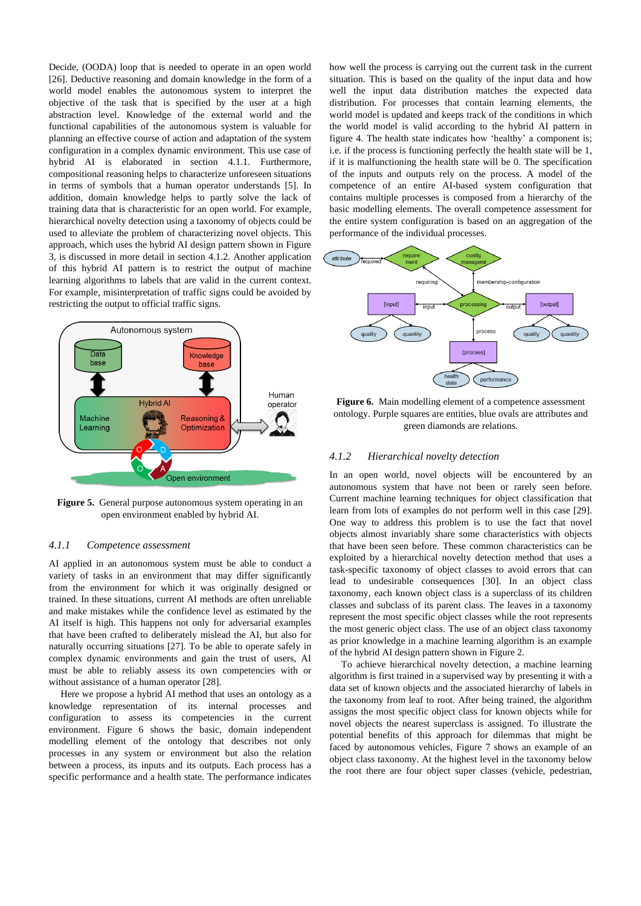Decide, (OODA) loop that is needed to operate in an open world [26]. Deductive reasoning and domain knowledge in the form of a world model enables the autonomous system to interpret the objective of the task that is specified by the user at a high abstraction level. Knowledge of the external world and the functional capabilities of the autonomous system is valuable for planning an effective course of action and adaptation of the system configuration in a complex dynamic environment. This use case of hybrid AI is elaborated in section 4.1.1. Furthermore, compositional reasoning helps to characterize unforeseen situations in terms of symbols that a human operator understands [5]. In addition, domain knowledge helps to partly solve the lack of training data that is characteristic for an open world. For example, hierarchical novelty detection using a taxonomy of objects could be used to alleviate the problem of characterizing novel objects. This approach, which uses the hybrid AI design pattern shown in Figure 3, is discussed in more detail in section 4.1.2. Another application of this hybrid AI pattern is to restrict the output of machine learning algorithms to labels that are valid in the current context. For example, misinterpretation of traffic signs could be avoided by restricting the output to official traffic signs.

**Figure 5.** General purpose autonomous system operating in an open environment enabled by hybrid AI.

### *4.1.1 Competence assessment*

AI applied in an autonomous system must be able to conduct a variety of tasks in an environment that may differ significantly from the environment for which it was originally designed or trained. In these situations, current AI methods are often unreliable and make mistakes while the confidence level as estimated by the AI itself is high. This happens not only for adversarial examples that have been crafted to deliberately mislead the AI, but also for naturally occurring situations [27]. To be able to operate safely in complex dynamic environments and gain the trust of users, AI must be able to reliably assess its own competencies with or without assistance of a human operator [28].

Here we propose a hybrid AI method that uses an ontology as a knowledge representation of its internal processes and configuration to assess its competencies in the current environment. Figure 6 shows the basic, domain independent modelling element of the ontology that describes not only processes in any system or environment but also the relation between a process, its inputs and its outputs. Each process has a specific performance and a health state. The performance indicates how well the process is carrying out the current task in the current situation. This is based on the quality of the input data and how well the input data distribution matches the expected data distribution. For processes that contain learning elements, the world model is updated and keeps track of the conditions in which the world model is valid according to the hybrid AI pattern in figure 4. The health state indicates how 'healthy' a component is; i.e. if the process is functioning perfectly the health state will be 1, if it is malfunctioning the health state will be 0. The specification of the inputs and outputs rely on the process. A model of the competence of an entire AI-based system configuration that contains multiple processes is composed from a hierarchy of the basic modelling elements. The overall competence assessment for the entire system configuration is based on an aggregation of the performance of the individual processes.

**Figure 6.** Main modelling element of a competence assessment ontology. Purple squares are entities, blue ovals are attributes and green diamonds are relations.

### *4.1.2 Hierarchical novelty detection*

In an open world, novel objects will be encountered by an autonomous system that have not been or rarely seen before. Current machine learning techniques for object classification that learn from lots of examples do not perform well in this case [29]. One way to address this problem is to use the fact that novel objects almost invariably share some characteristics with objects that have been seen before. These common characteristics can be exploited by a hierarchical novelty detection method that uses a task-specific taxonomy of object classes to avoid errors that can lead to undesirable consequences [30]. In an object class taxonomy, each known object class is a superclass of its children classes and subclass of its parent class. The leaves in a taxonomy represent the most specific object classes while the root represents the most generic object class. The use of an object class taxonomy as prior knowledge in a machine learning algorithm is an example of the hybrid AI design pattern shown in Figure 2.

To achieve hierarchical novelty detection, a machine learning algorithm is first trained in a supervised way by presenting it with a data set of known objects and the associated hierarchy of labels in the taxonomy from leaf to root. After being trained, the algorithm assigns the most specific object class for known objects while for novel objects the nearest superclass is assigned. To illustrate the potential benefits of this approach for dilemmas that might be faced by autonomous vehicles, Figure 7 shows an example of an object class taxonomy. At the highest level in the taxonomy below the root there are four object super classes (vehicle, pedestrian,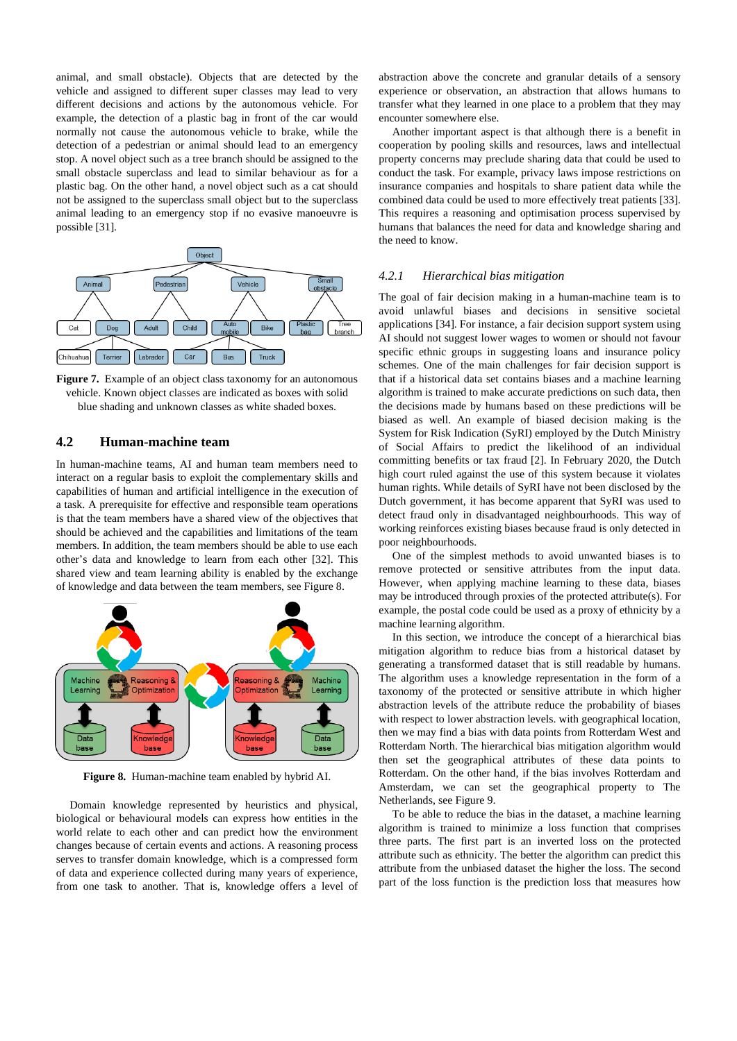animal, and small obstacle). Objects that are detected by the vehicle and assigned to different super classes may lead to very different decisions and actions by the autonomous vehicle. For example, the detection of a plastic bag in front of the car would normally not cause the autonomous vehicle to brake, while the detection of a pedestrian or animal should lead to an emergency stop. A novel object such as a tree branch should be assigned to the small obstacle superclass and lead to similar behaviour as for a plastic bag. On the other hand, a novel object such as a cat should not be assigned to the superclass small object but to the superclass animal leading to an emergency stop if no evasive manoeuvre is possible [31].

**Figure 7.** Example of an object class taxonomy for an autonomous vehicle. Known object classes are indicated as boxes with solid blue shading and unknown classes as white shaded boxes.

## 4.2 Human-machine team

In human-machine teams, AI and human team members need to interact on a regular basis to exploit the complementary skills and capabilities of human and artificial intelligence in the execution of a task. A prerequisite for effective and responsible team operations is that the team members have a shared view of the objectives that should be achieved and the capabilities and limitations of the team members. In addition, the team members should be able to use each other's data and knowledge to learn from each other [32]. This shared view and team learning ability is enabled by the exchange of knowledge and data between the team members, see Figure 8.

**Figure 8.** Human-machine team enabled by hybrid AI.

Domain knowledge represented by heuristics and physical, biological or behavioural models can express how entities in the world relate to each other and can predict how the environment changes because of certain events and actions. A reasoning process serves to transfer domain knowledge, which is a compressed form of data and experience collected during many years of experience, from one task to another. That is, knowledge offers a level of abstraction above the concrete and granular details of a sensory experience or observation, an abstraction that allows humans to transfer what they learned in one place to a problem that they may encounter somewhere else.

Another important aspect is that although there is a benefit in cooperation by pooling skills and resources, laws and intellectual property concerns may preclude sharing data that could be used to conduct the task. For example, privacy laws impose restrictions on insurance companies and hospitals to share patient data while the combined data could be used to more effectively treat patients [33]. This requires a reasoning and optimisation process supervised by humans that balances the need for data and knowledge sharing and the need to know.

### 4.2.1 *Hierarchical bias mitigation*

The goal of fair decision making in a human-machine team is to avoid unlawful biases and decisions in sensitive societal applications [34]. For instance, a fair decision support system using AI should not suggest lower wages to women or should not favour specific ethnic groups in suggesting loans and insurance policy schemes. One of the main challenges for fair decision support is that if a historical data set contains biases and a machine learning algorithm is trained to make accurate predictions on such data, then the decisions made by humans based on these predictions will be biased as well. An example of biased decision making is the System for Risk Indication (SyRI) employed by the Dutch Ministry of Social Affairs to predict the likelihood of an individual committing benefits or tax fraud [2]. In February 2020, the Dutch high court ruled against the use of this system because it violates human rights. While details of SyRI have not been disclosed by the Dutch government, it has become apparent that SyRI was used to detect fraud only in disadvantaged neighbourhoods. This way of working reinforces existing biases because fraud is only detected in poor neighbourhoods.

One of the simplest methods to avoid unwanted biases is to remove protected or sensitive attributes from the input data. However, when applying machine learning to these data, biases may be introduced through proxies of the protected attribute(s). For example, the postal code could be used as a proxy of ethnicity by a machine learning algorithm.

In this section, we introduce the concept of a hierarchical bias mitigation algorithm to reduce bias from a historical dataset by generating a transformed dataset that is still readable by humans. The algorithm uses a knowledge representation in the form of a taxonomy of the protected or sensitive attribute in which higher abstraction levels of the attribute reduce the probability of biases with respect to lower abstraction levels. with geographical location, then we may find a bias with data points from Rotterdam West and Rotterdam North. The hierarchical bias mitigation algorithm would then set the geographical attributes of these data points to Rotterdam. On the other hand, if the bias involves Rotterdam and Amsterdam, we can set the geographical property to The Netherlands, see Figure 9.

To be able to reduce the bias in the dataset, a machine learning algorithm is trained to minimize a loss function that comprises three parts. The first part is an inverted loss on the protected attribute such as ethnicity. The better the algorithm can predict this attribute from the unbiased dataset the higher the loss. The second part of the loss function is the prediction loss that measures how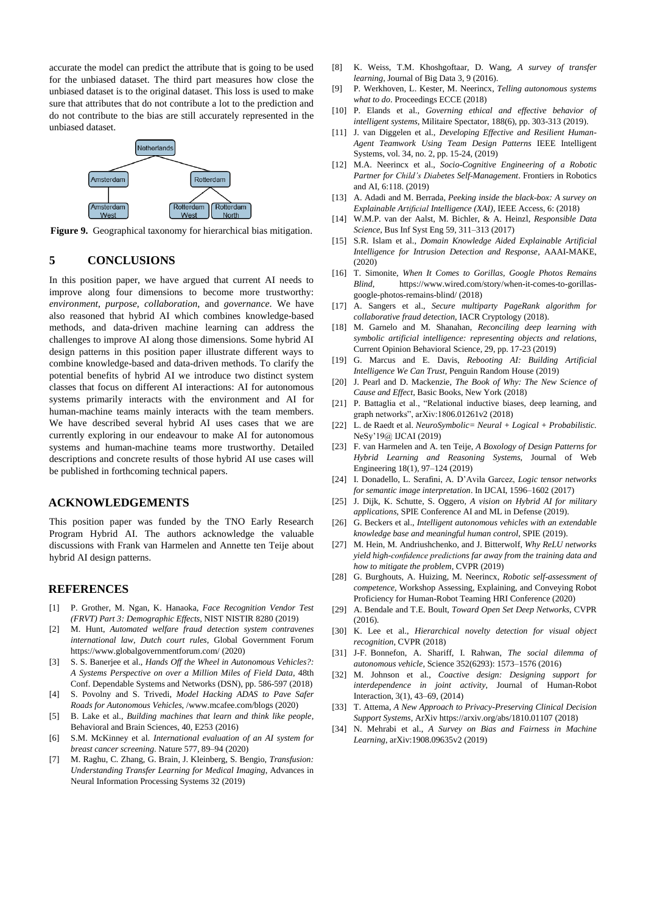accurate the model can predict the attribute that is going to be used for the unbiased dataset. The third part measures how close the unbiased dataset is to the original dataset. This loss is used to make sure that attributes that do not contribute a lot to the prediction and do not contribute to the bias are still accurately represented in the unbiased dataset.

Netherlands

Amsterdam

Rotterdam

Amsterdam West

Rotterdam West

Rotterdam North

**Figure 9.** Geographical taxonomy for hierarchical bias mitigation.

## 5 CONCLUSIONS

In this position paper, we have argued that current AI needs to improve along four dimensions to become more trustworthy: *environment*, *purpose*, *collaboration*, and *governance*. We have also reasoned that hybrid AI which combines knowledge-based methods, and data-driven machine learning can address the challenges to improve AI along those dimensions. Some hybrid AI design patterns in this position paper illustrate different ways to combine knowledge-based and data-driven methods. To clarify the potential benefits of hybrid AI we introduce two distinct system classes that focus on different AI interactions: AI for autonomous systems primarily interacts with the environment and AI for human-machine teams mainly interacts with the team members. We have described several hybrid AI uses cases that we are currently exploring in our endeavour to make AI for autonomous systems and human-machine teams more trustworthy. Detailed descriptions and concrete results of those hybrid AI use cases will be published in forthcoming technical papers.

## ACKNOWLEDGEMENTS

This position paper was funded by the TNO Early Research Program Hybrid AI. The authors acknowledge the valuable discussions with Frank van Harmelen and Annette ten Teije about hybrid AI design patterns.

## REFERENCES

[1] P. Grother, M. Ngan, K. Hanaoka, *Face Recognition Vendor Test (FRVT) Part 3: Demographic Effects*, NIST NISTIR 8280 (2019)

[2] M. Hunt, *Automated welfare fraud detection system contravenes international law, Dutch court rules*, Global Government Forum https://www.globalgovernmentforum.com/ (2020)

[3] S. S. Banerjee et al., *Hands Off the Wheel in Autonomous Vehicles?: A Systems Perspective on over a Million Miles of Field Data*, 48th Conf. Dependable Systems and Networks (DSN), pp. 586-597 (2018)

[4] S. Povolny and S. Trivedi, *Model Hacking ADAS to Pave Safer Roads for Autonomous Vehicles*, /www.mcafee.com/blogs (2020)

[5] B. Lake et al., *Building machines that learn and think like people*, Behavioral and Brain Sciences, 40, E253 (2016)

[6] S.M. McKinney et al. *International evaluation of an AI system for breast cancer screening*. Nature 577, 89–94 (2020)

[7] M. Raghu, C. Zhang, G. Brain, J. Kleinberg, S. Bengio, *Transfusion: Understanding Transfer Learning for Medical Imaging*, Advances in Neural Information Processing Systems 32 (2019)

[8] K. Weiss, T.M. Khoshgoftaar, D. Wang, *A survey of transfer learning*, Journal of Big Data 3, 9 (2016).

[9] P. Werkhoven, L. Kester, M. Neerincx, *Telling autonomous systems what to do*. Proceedings ECCE (2018)

[10] P. Elands et al., *Governing ethical and effective behavior of intelligent systems*, Militaire Spectator, 188(6), pp. 303-313 (2019).

[11] J. van Diggelen et al., *Developing Effective and Resilient Human-Agent Teamwork Using Team Design Patterns* IEEE Intelligent Systems, vol. 34, no. 2, pp. 15-24, (2019)

[12] M.A. Neerincx et al., *Socio-Cognitive Engineering of a Robotic Partner for Child's Diabetes Self-Management*. Frontiers in Robotics and AI, 6:118. (2019)

[13] A. Adadi and M. Berrada, *Peeking inside the black-box: A survey on Explainable Artificial Intelligence (XAI)*, IEEE Access, 6: (2018)

[14] W.M.P. van der Aalst, M. Bichler, & A. Heinzl, *Responsible Data Science*, Bus Inf Syst Eng 59, 311–313 (2017)

[15] S.R. Islam et al., *Domain Knowledge Aided Explainable Artificial Intelligence for Intrusion Detection and Response*, AAAI-MAKE, (2020)

[16] T. Simonite, *When It Comes to Gorillas, Google Photos Remains Blind*, https://www.wired.com/story/when-it-comes-to-gorillas-google-photos-remains-blind/ (2018)

[17] A. Sangers et al., *Secure multiparty PageRank algorithm for collaborative fraud detection*, IACR Cryptology (2018).

[18] M. Garnelo and M. Shanahan, *Reconciling deep learning with symbolic artificial intelligence: representing objects and relations*, Current Opinion Behavioral Science, 29, pp. 17-23 (2019)

[19] G. Marcus and E. Davis, *Rebooting AI: Building Artificial Intelligence We Can Trust*, Penguin Random House (2019)

[20] J. Pearl and D. Mackenzie, *The Book of Why: The New Science of Cause and Effect*, Basic Books, New York (2018)

[21] P. Battaglia et al., "Relational inductive biases, deep learning, and graph networks", arXiv:1806.01261v2 (2018)

[22] L. de Raedt et al. *NeuroSymbolic= Neural + Logical + Probabilistic.* NeSy'19@ IJCAI (2019)

[23] F. van Harmelen and A. ten Teije, *A Boxology of Design Patterns for Hybrid Learning and Reasoning Systems*, Journal of Web Engineering 18(1), 97–124 (2019)

[24] I. Donadello, L. Serafini, A. D'Avila Garcez, *Logic tensor networks for semantic image interpretation*. In IJCAI, 1596–1602 (2017)

[25] J. Dijk, K. Schutte, S. Oggero, *A vision on Hybrid AI for military applications*, SPIE Conference AI and ML in Defense (2019).

[26] G. Beckers et al., *Intelligent autonomous vehicles with an extendable knowledge base and meaningful human control*, SPIE (2019).

[27] M. Hein, M. Andriushchenko, and J. Bitterwolf, *Why ReLU networks yield high-confidence predictions far away from the training data and how to mitigate the problem*, CVPR (2019)

[28] G. Burghouts, A. Huizing, M. Neerincx, *Robotic self-assessment of competence*, Workshop Assessing, Explaining, and Conveying Robot Proficiency for Human-Robot Teaming HRI Conference (2020)

[29] A. Bendale and T.E. Boult, *Toward Open Set Deep Networks*, CVPR (2016).

[30] K. Lee et al., *Hierarchical novelty detection for visual object recognition*, CVPR (2018)

[31] J-F. Bonnefon, A. Shariff, I. Rahwan, *The social dilemma of autonomous vehicle*, Science 352(6293): 1573–1576 (2016)

[32] M. Johnson et al., *Coactive design: Designing support for interdependence in joint activity*, Journal of Human-Robot Interaction, 3(1), 43–69, (2014)

[33] T. Attema, *A New Approach to Privacy-Preserving Clinical Decision Support Systems*, ArXiv https://arxiv.org/abs/1810.01107 (2018)

[34] N. Mehrabi et al., *A Survey on Bias and Fairness in Machine Learning*, arXiv:1908.09635v2 (2019)